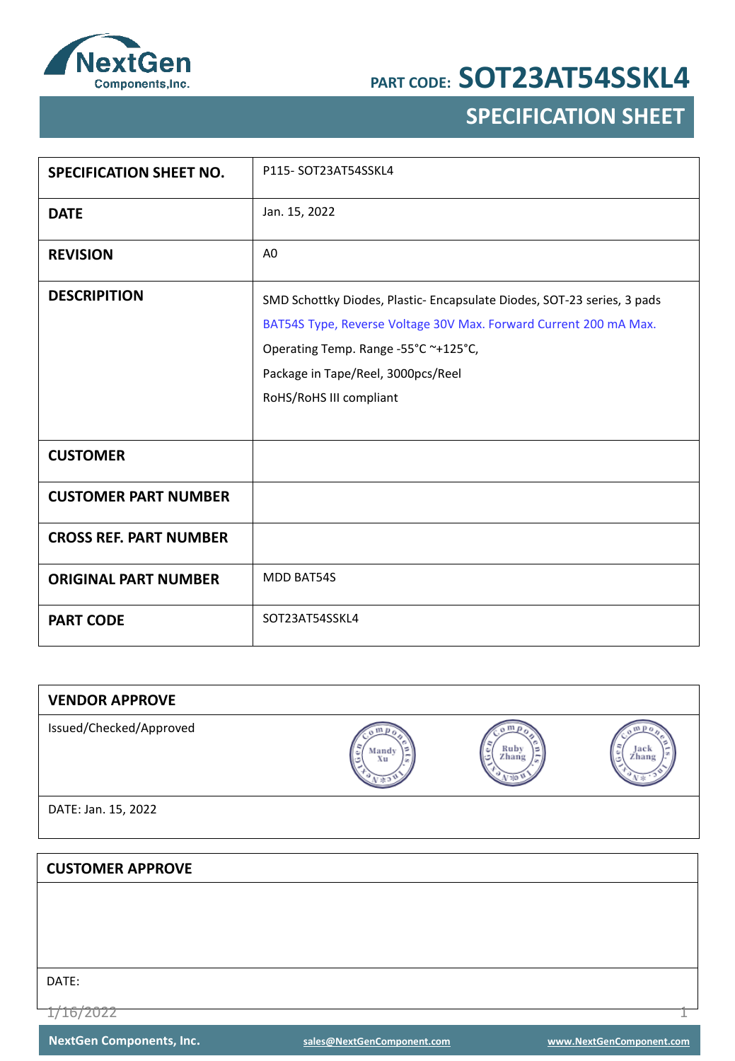# PART CODE: SOT23AT54SSKL4

## SPECIFICATION SHEET

| SPECIFICATION SHEET NO. | P115- SOT23AT54SSKL4 |
|---|---|
| DATE | Jan. 15, 2022 |
| REVISION | A0 |
| DESCRIPITION | SMD Schottky Diodes, Plastic- Encapsulate Diodes, SOT-23 series, 3 pads<br>BAT54S Type, Reverse Voltage 30V Max. Forward Current 200 mA Max.<br>Operating Temp. Range -55°C ~+125°C,<br>Package in Tape/Reel, 3000pcs/Reel<br>RoHS/RoHS III compliant |
| CUSTOMER | |
| CUSTOMER PART NUMBER | |
| CROSS REF. PART NUMBER | |
| ORIGINAL PART NUMBER | MDD BAT54S |
| PART CODE | SOT23AT54SSKL4 |

| VENDOR APPROVE | | | |
|---|---|---|---|
| Issued/Checked/Approved | Mandy Xu | Ruby Zhang | Jack Zhang |
| DATE: Jan. 15, 2022 | | | |

| CUSTOMER APPROVE |
|---|
| |
| DATE: |

NextGen Components, Inc. sales@NextGenComponent.com www.NextGenComponent.com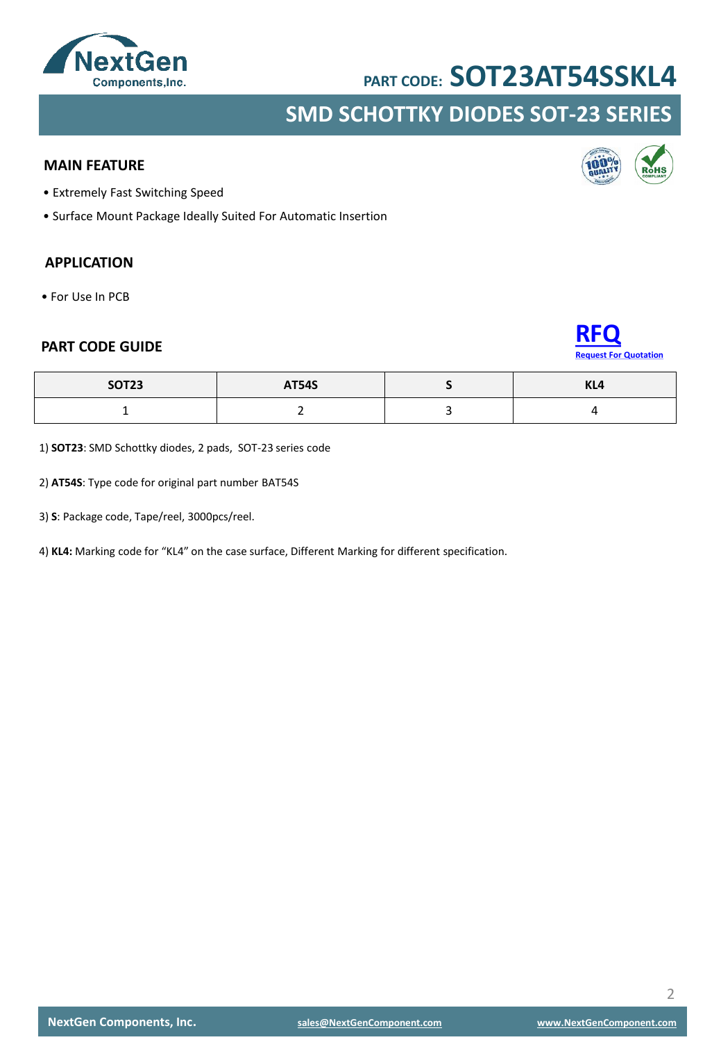PART CODE: **SOT23AT54SSKL4**

## SMD SCHOTTKY DIODES SOT-23 SERIES

### MAIN FEATURE

- Extremely Fast Switching Speed
- Surface Mount Package Ideally Suited For Automatic Insertion

### APPLICATION

- For Use In PCB

### PART CODE GUIDE

**RFQ**
Request For Quotation

| SOT23 | AT54S | S | KL4 |
|---|---|---|---|
| 1 | 2 | 3 | 4 |

1) **SOT23**: SMD Schottky diodes, 2 pads, SOT-23 series code

2) **AT54S**: Type code for original part number BAT54S

3) **S**: Package code, Tape/reel, 3000pcs/reel.

4) **KL4:** Marking code for "KL4" on the case surface, Different Marking for different specification.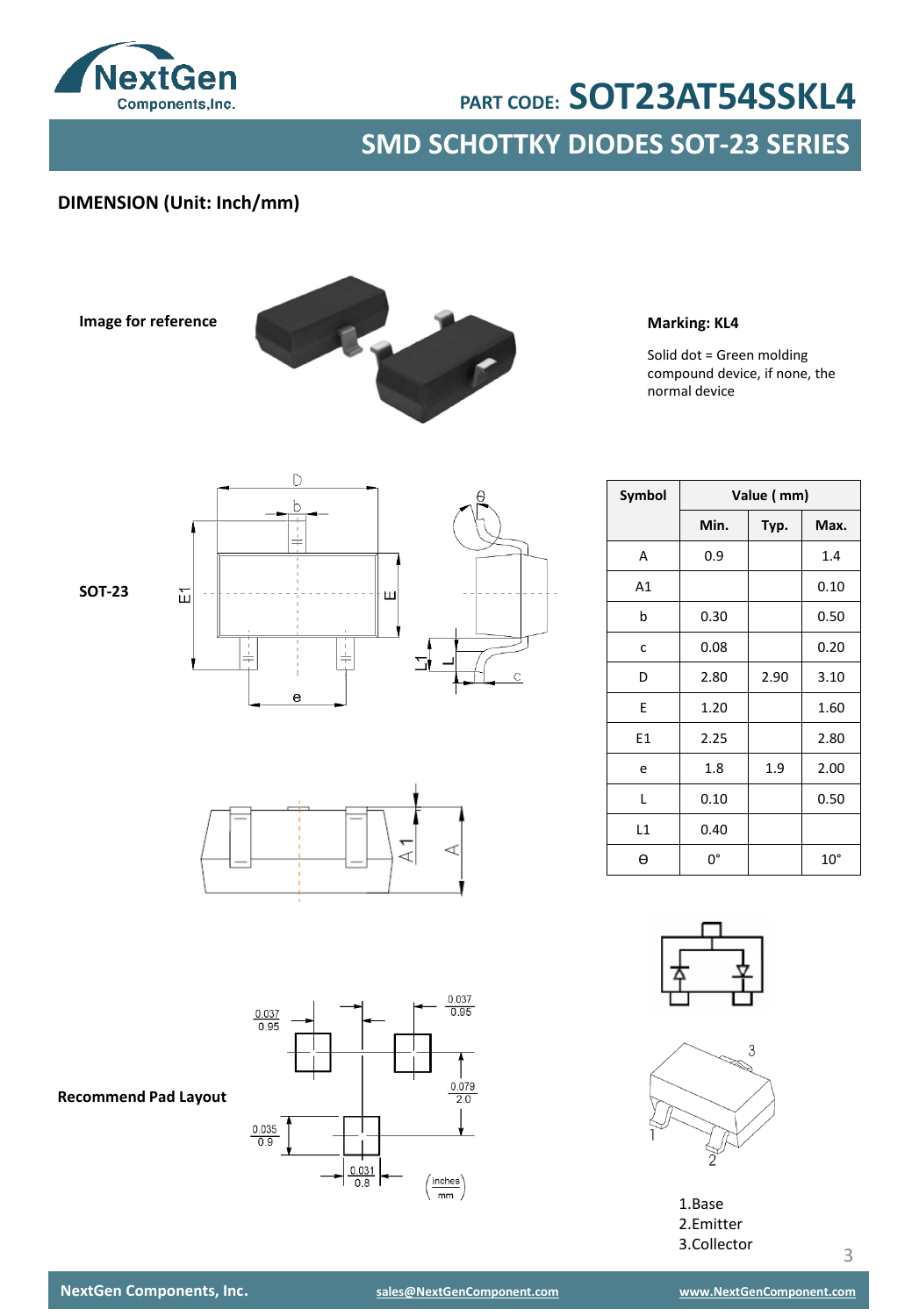## DIMENSION (Unit: Inch/mm)

**Image for reference**

**Marking: KL4**

Solid dot = Green molding compound device, if none, the normal device

**SOT-23**

| Symbol | Value ( mm) | | |
|---|---|---|---|
| | Min. | Typ. | Max. |
| A | 0.9 | | 1.4 |
| A1 | | | 0.10 |
| b | 0.30 | | 0.50 |
| c | 0.08 | | 0.20 |
| D | 2.80 | 2.90 | 3.10 |
| E | 1.20 | | 1.60 |
| E1 | 2.25 | | 2.80 |
| e | 1.8 | 1.9 | 2.00 |
| L | 0.10 | | 0.50 |
| L1 | 0.40 | | |
| ϴ | 0° | | 10° |

**Recommend Pad Layout**

1.Base
2.Emitter
3.Collector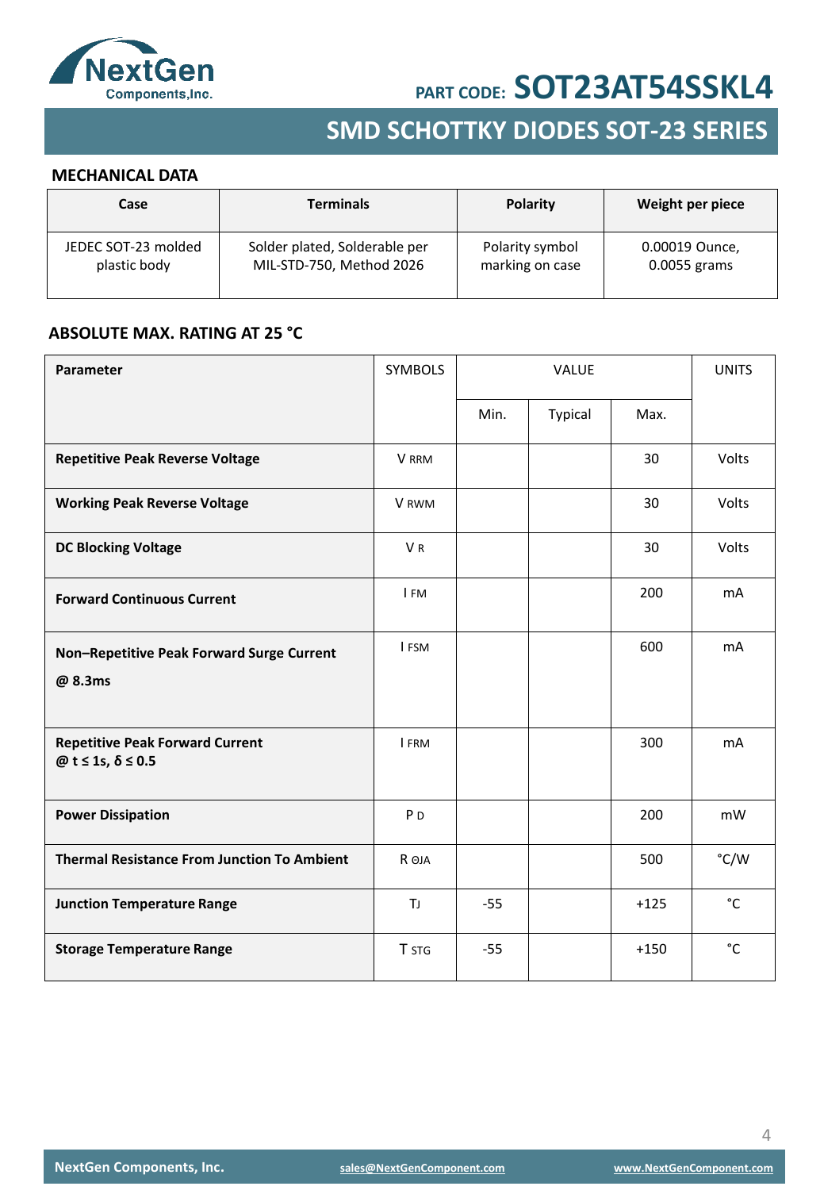## MECHANICAL DATA

| Case | Terminals | Polarity | Weight per piece |
|---|---|---|---|
| JEDEC SOT-23 molded plastic body | Solder plated, Solderable per MIL-STD-750, Method 2026 | Polarity symbol marking on case | 0.00019 Ounce, 0.0055 grams |

## ABSOLUTE MAX. RATING AT 25 °C

| Parameter | SYMBOLS | VALUE | | | UNITS |
|---|---|---|---|---|---|
| | | Min. | Typical | Max. | |
| **Repetitive Peak Reverse Voltage** | $V_{RRM}$ | | | 30 | Volts |
| **Working Peak Reverse Voltage** | $V_{RWM}$ | | | 30 | Volts |
| **DC Blocking Voltage** | $V_R$ | | | 30 | Volts |
| **Forward Continuous Current** | $I_{FM}$ | | | 200 | mA |
| **Non–Repetitive Peak Forward Surge Current @ 8.3ms** | $I_{FSM}$ | | | 600 | mA |
| **Repetitive Peak Forward Current @ t ≤ 1s, δ ≤ 0.5** | $I_{FRM}$ | | | 300 | mA |
| **Power Dissipation** | $P_D$ | | | 200 | mW |
| **Thermal Resistance From Junction To Ambient** | $R_{\Theta JA}$ | | | 500 | °C/W |
| **Junction Temperature Range** | $T_J$ | -55 | | +125 | °C |
| **Storage Temperature Range** | $T_{STG}$ | -55 | | +150 | °C |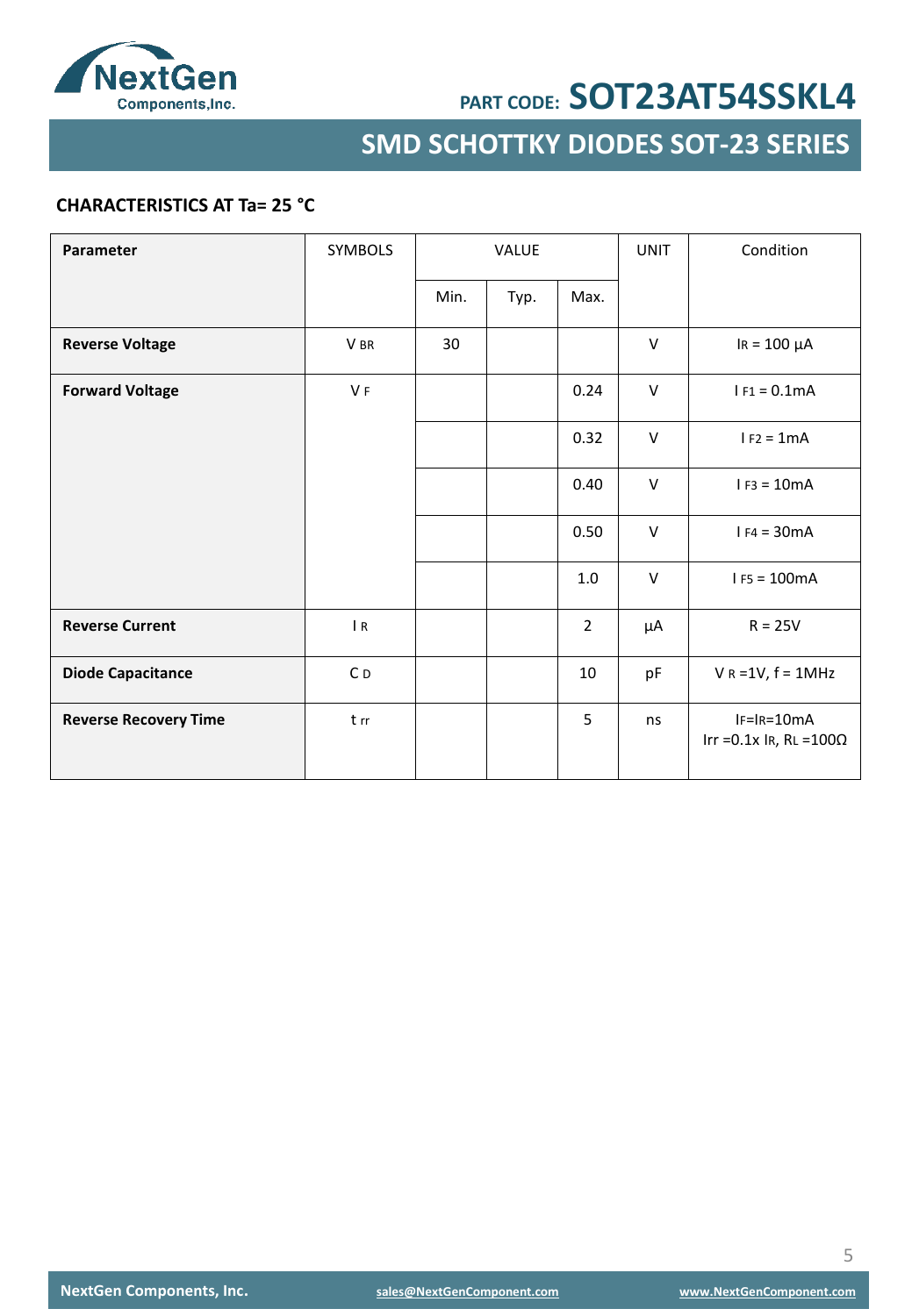### CHARACTERISTICS AT Ta= 25 °C

| Parameter | SYMBOLS | VALUE | | | UNIT | Condition |
|---|---|---|---|---|---|---|
| | | Min. | Typ. | Max. | | |
| **Reverse Voltage** | $V_{BR}$ | 30 | | | V | $I_R$ = 100 µA |
| **Forward Voltage** | $V_F$ | | | 0.24 | V | $I_{F1}$ = 0.1mA |
| | | | | 0.32 | V | $I_{F2}$ = 1mA |
| | | | | 0.40 | V | $I_{F3}$ = 10mA |
| | | | | 0.50 | V | $I_{F4}$ = 30mA |
| | | | | 1.0 | V | $I_{F5}$ = 100mA |
| **Reverse Current** | $I_R$ | | | 2 | µA | R = 25V |
| **Diode Capacitance** | $C_D$ | | | 10 | pF | $V_R$ =1V, f = 1MHz |
| **Reverse Recovery Time** | $t_{rr}$ | | | 5 | ns | $I_F$=$I_R$=10mA Irr =0.1x $I_R$, $R_L$ =100Ω |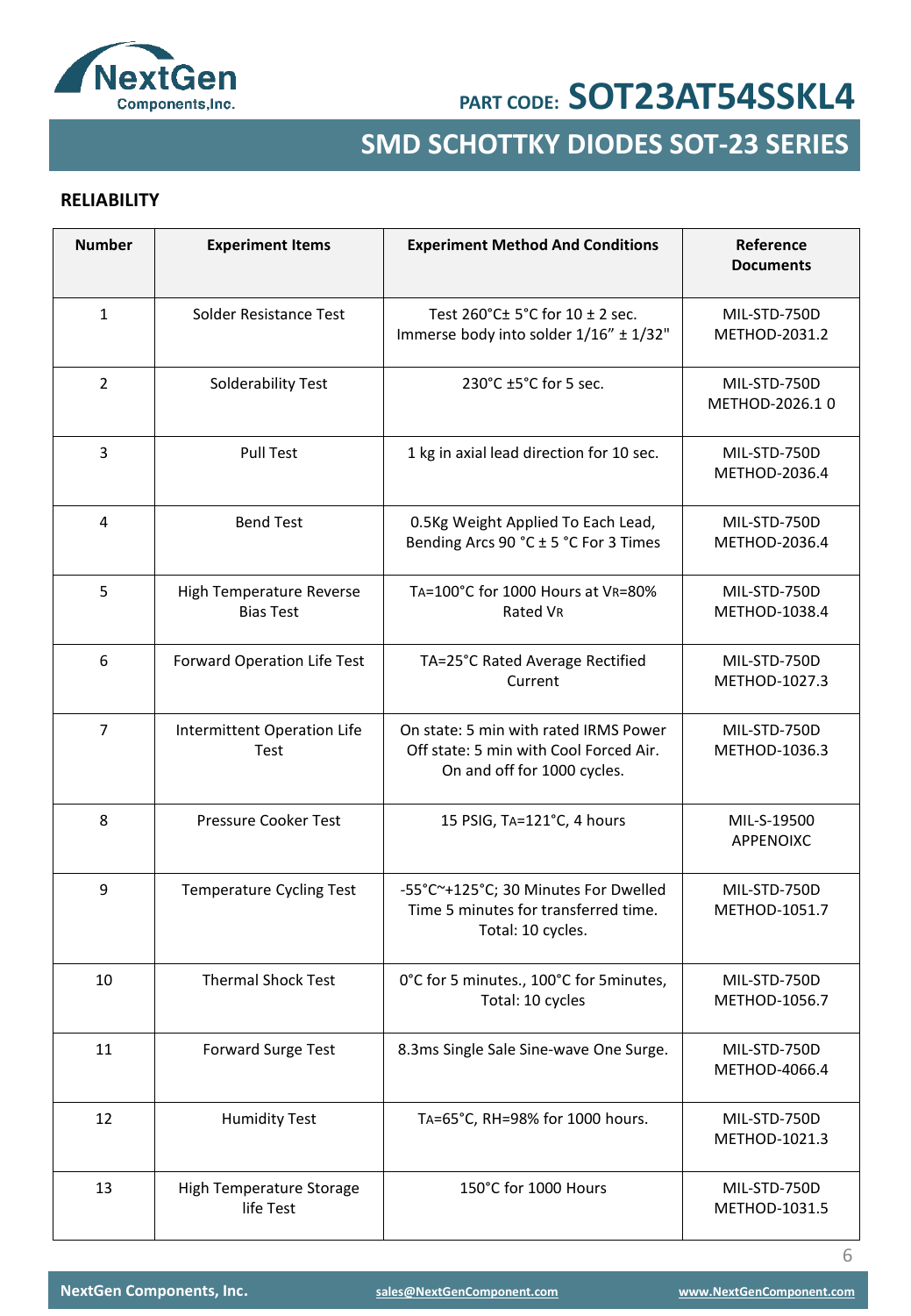## RELIABILITY

| Number | Experiment Items | Experiment Method And Conditions | Reference Documents |
|---|---|---|---|
| 1 | Solder Resistance Test | Test 260°C± 5°C for 10 ± 2 sec. Immerse body into solder 1/16" ± 1/32" | MIL-STD-750D METHOD-2031.2 |
| 2 | Solderability Test | 230°C ±5°C for 5 sec. | MIL-STD-750D METHOD-2026.1 0 |
| 3 | Pull Test | 1 kg in axial lead direction for 10 sec. | MIL-STD-750D METHOD-2036.4 |
| 4 | Bend Test | 0.5Kg Weight Applied To Each Lead, Bending Arcs 90 °C ± 5 °C For 3 Times | MIL-STD-750D METHOD-2036.4 |
| 5 | High Temperature Reverse Bias Test | $T_A$=100°C for 1000 Hours at $V_R$=80% Rated $V_R$ | MIL-STD-750D METHOD-1038.4 |
| 6 | Forward Operation Life Test | TA=25°C Rated Average Rectified Current | MIL-STD-750D METHOD-1027.3 |
| 7 | Intermittent Operation Life Test | On state: 5 min with rated IRMS Power Off state: 5 min with Cool Forced Air. On and off for 1000 cycles. | MIL-STD-750D METHOD-1036.3 |
| 8 | Pressure Cooker Test | 15 PSIG, $T_A$=121°C, 4 hours | MIL-S-19500 APPENOIXC |
| 9 | Temperature Cycling Test | -55°C~+125°C; 30 Minutes For Dwelled Time 5 minutes for transferred time. Total: 10 cycles. | MIL-STD-750D METHOD-1051.7 |
| 10 | Thermal Shock Test | 0°C for 5 minutes., 100°C for 5minutes, Total: 10 cycles | MIL-STD-750D METHOD-1056.7 |
| 11 | Forward Surge Test | 8.3ms Single Sale Sine-wave One Surge. | MIL-STD-750D METHOD-4066.4 |
| 12 | Humidity Test | $T_A$=65°C, RH=98% for 1000 hours. | MIL-STD-750D METHOD-1021.3 |
| 13 | High Temperature Storage life Test | 150°C for 1000 Hours | MIL-STD-750D METHOD-1031.5 |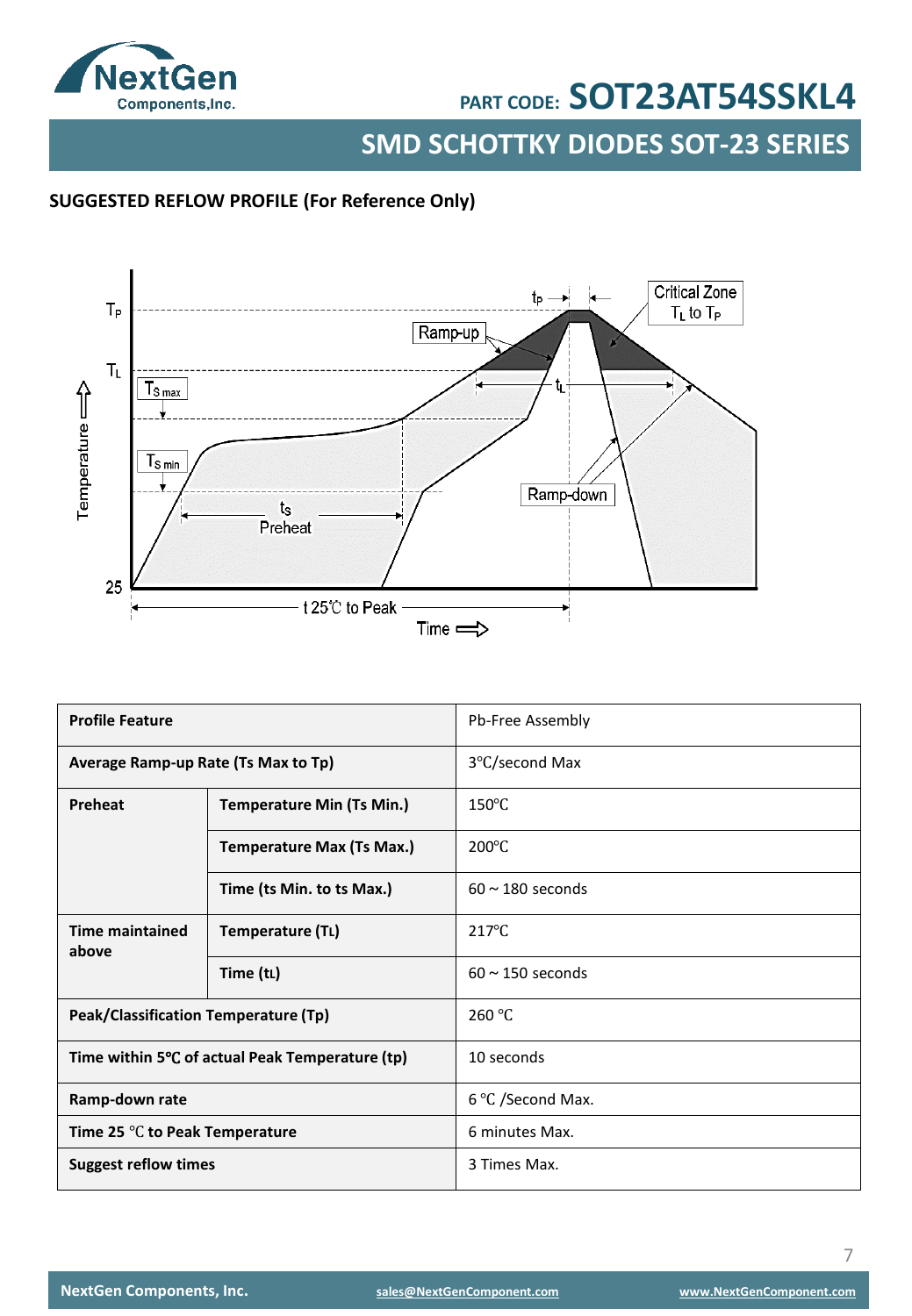## SUGGESTED REFLOW PROFILE (For Reference Only)

| Profile Feature | | Pb-Free Assembly |
|---|---|---|
| Average Ramp-up Rate (Ts Max to Tp) | | 3℃/second Max |
| Preheat | Temperature Min (Ts Min.) | 150℃ |
| | Temperature Max (Ts Max.) | 200℃ |
| | Time (ts Min. to ts Max.) | 60 ~ 180 seconds |
| Time maintained above | Temperature (TL) | 217℃ |
| | Time (tL) | 60 ~ 150 seconds |
| Peak/Classification Temperature (Tp) | | 260 ℃ |
| Time within 5℃ of actual Peak Temperature (tp) | | 10 seconds |
| Ramp-down rate | | 6 ℃ /Second Max. |
| Time 25 ℃ to Peak Temperature | | 6 minutes Max. |
| Suggest reflow times | | 3 Times Max. |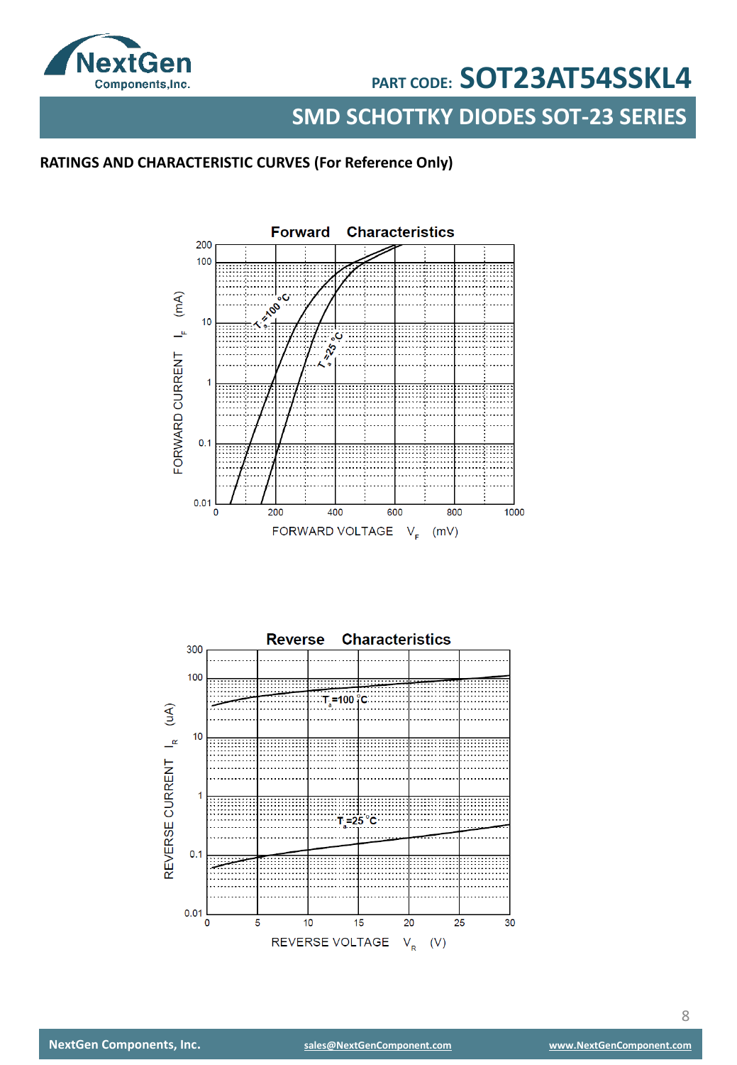## RATINGS AND CHARACTERISTIC CURVES (For Reference Only)

Forward Characteristics

FORWARD CURRENT $I_F$ (mA)

FORWARD VOLTAGE $V_F$ (mV)

$T_a$=100 °C

$T_a$=25 °C

Reverse Characteristics

REVERSE CURRENT $I_R$ (uA)

REVERSE VOLTAGE $V_R$ (V)

$T_a$=100 °C

$T_a$=25 °C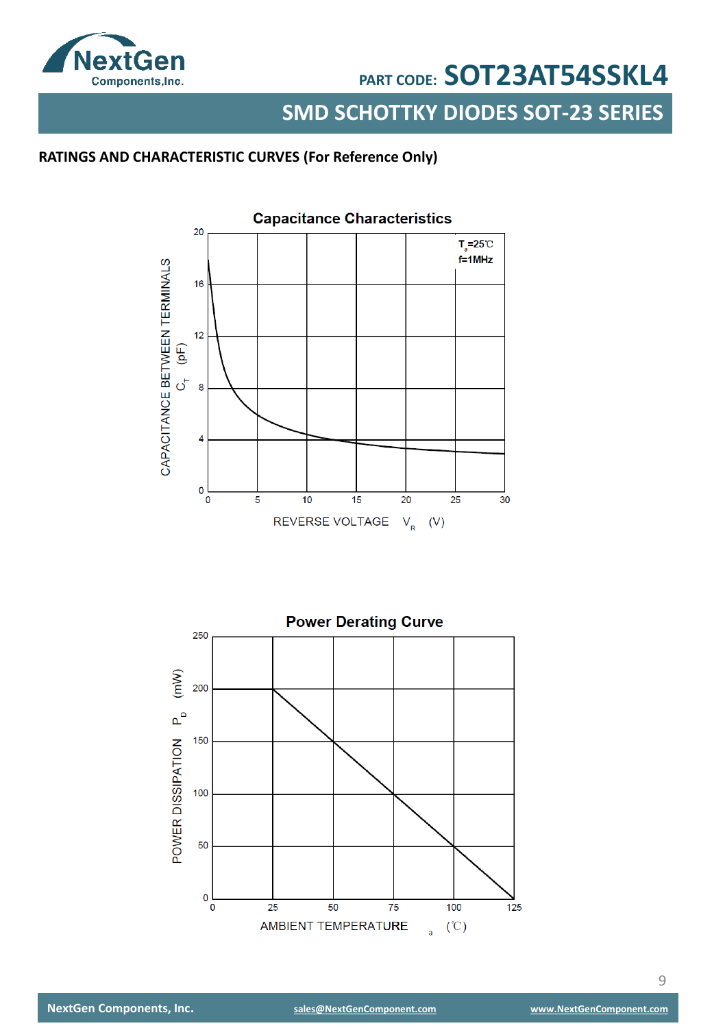## RATINGS AND CHARACTERISTIC CURVES (For Reference Only)

### Capacitance Characteristics

$T_a$=25℃
f=1MHz

CAPACITANCE BETWEEN TERMINALS $C_T$ (pF)

REVERSE VOLTAGE $V_R$ (V)

### Power Derating Curve

POWER DISSIPATION $P_D$ (mW)

AMBIENT TEMPERATURE $T_a$ (℃)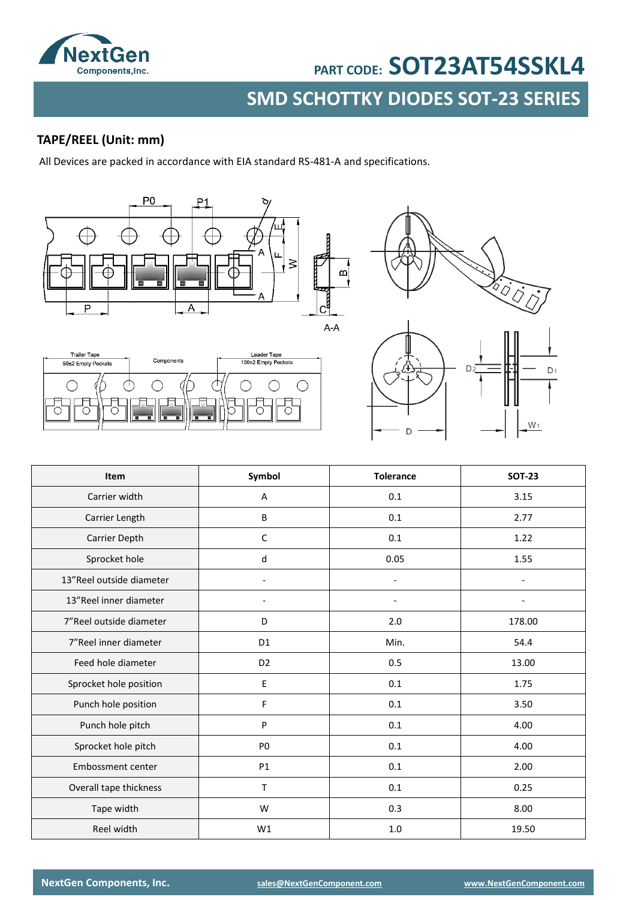## TAPE/REEL (Unit: mm)

All Devices are packed in accordance with EIA standard RS-481-A and specifications.

| Item | Symbol | Tolerance | SOT-23 |
|---|---|---|---|
| Carrier width | A | 0.1 | 3.15 |
| Carrier Length | B | 0.1 | 2.77 |
| Carrier Depth | C | 0.1 | 1.22 |
| Sprocket hole | d | 0.05 | 1.55 |
| 13"Reel outside diameter | - | - | - |
| 13"Reel inner diameter | - | - | - |
| 7"Reel outside diameter | D | 2.0 | 178.00 |
| 7"Reel inner diameter | D1 | Min. | 54.4 |
| Feed hole diameter | D2 | 0.5 | 13.00 |
| Sprocket hole position | E | 0.1 | 1.75 |
| Punch hole position | F | 0.1 | 3.50 |
| Punch hole pitch | P | 0.1 | 4.00 |
| Sprocket hole pitch | P0 | 0.1 | 4.00 |
| Embossment center | P1 | 0.1 | 2.00 |
| Overall tape thickness | T | 0.1 | 0.25 |
| Tape width | W | 0.3 | 8.00 |
| Reel width | W1 | 1.0 | 19.50 |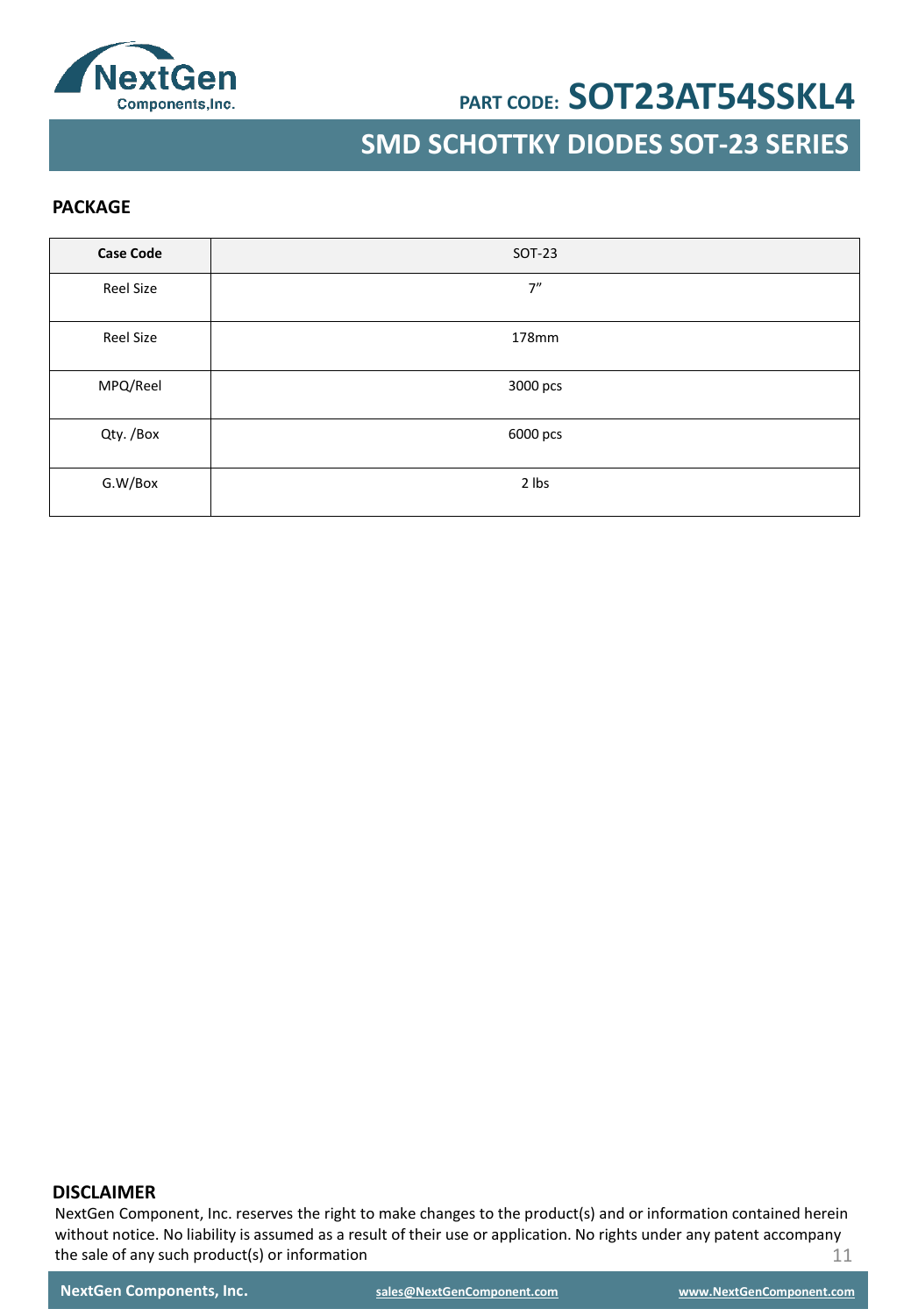## PACKAGE

| Case Code | SOT-23 |
|---|---|
| Reel Size | 7″ |
| Reel Size | 178mm |
| MPQ/Reel | 3000 pcs |
| Qty. /Box | 6000 pcs |
| G.W/Box | 2 lbs |

## DISCLAIMER

NextGen Component, Inc. reserves the right to make changes to the product(s) and or information contained herein without notice. No liability is assumed as a result of their use or application. No rights under any patent accompany the sale of any such product(s) or information